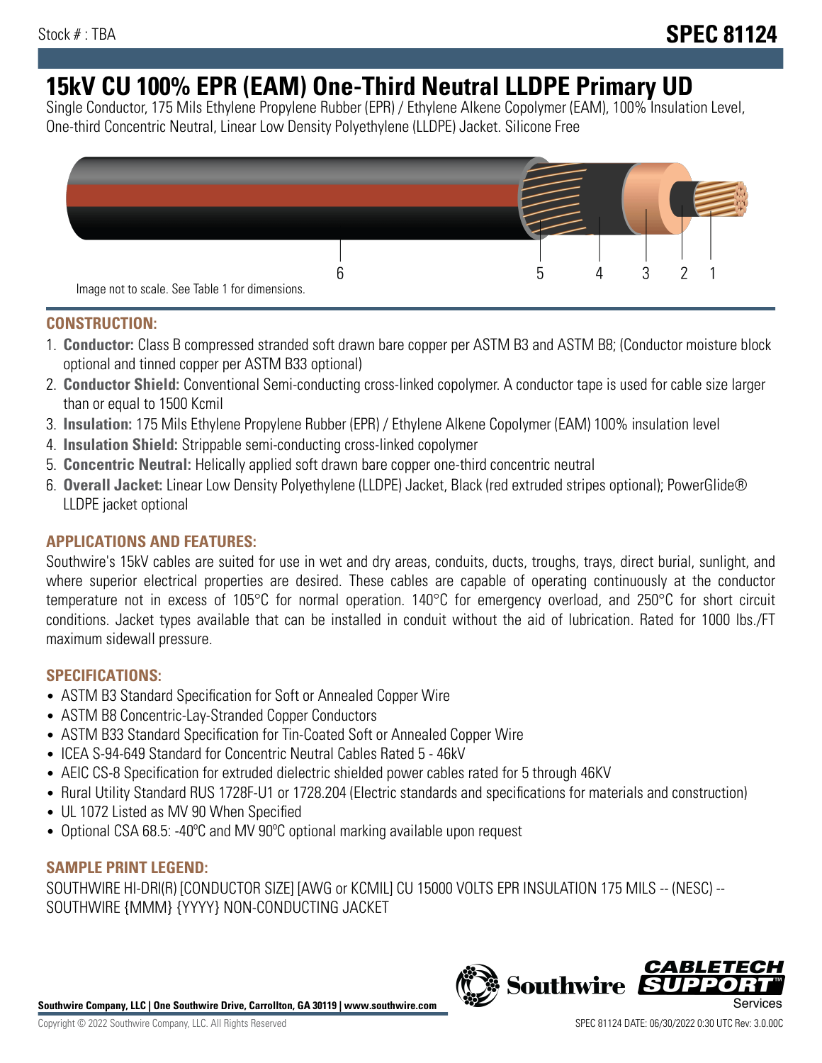Stock # : TBA

**SPEC 81124**

# 15kV CU 100% EPR (EAM) One-Third Neutral LLDPE Primary UD

Single Conductor, 175 Mils Ethylene Propylene Rubber (EPR) / Ethylene Alkene Copolymer (EAM), 100% Insulation Level, One-third Concentric Neutral, Linear Low Density Polyethylene (LLDPE) Jacket. Silicone Free

6 5 4 3 2 1

Image not to scale. See Table 1 for dimensions.

## CONSTRUCTION:

1. **Conductor:** Class B compressed stranded soft drawn bare copper per ASTM B3 and ASTM B8; (Conductor moisture block optional and tinned copper per ASTM B33 optional)
2. **Conductor Shield:** Conventional Semi-conducting cross-linked copolymer. A conductor tape is used for cable size larger than or equal to 1500 Kcmil
3. **Insulation:** 175 Mils Ethylene Propylene Rubber (EPR) / Ethylene Alkene Copolymer (EAM) 100% insulation level
4. **Insulation Shield:** Strippable semi-conducting cross-linked copolymer
5. **Concentric Neutral:** Helically applied soft drawn bare copper one-third concentric neutral
6. **Overall Jacket:** Linear Low Density Polyethylene (LLDPE) Jacket, Black (red extruded stripes optional); PowerGlide® LLDPE jacket optional

## APPLICATIONS AND FEATURES:

Southwire's 15kV cables are suited for use in wet and dry areas, conduits, ducts, troughs, trays, direct burial, sunlight, and where superior electrical properties are desired. These cables are capable of operating continuously at the conductor temperature not in excess of 105°C for normal operation. 140°C for emergency overload, and 250°C for short circuit conditions. Jacket types available that can be installed in conduit without the aid of lubrication. Rated for 1000 lbs./FT maximum sidewall pressure.

## SPECIFICATIONS:

- ASTM B3 Standard Specification for Soft or Annealed Copper Wire
- ASTM B8 Concentric-Lay-Stranded Copper Conductors
- ASTM B33 Standard Specification for Tin-Coated Soft or Annealed Copper Wire
- ICEA S-94-649 Standard for Concentric Neutral Cables Rated 5 - 46kV
- AEIC CS-8 Specification for extruded dielectric shielded power cables rated for 5 through 46KV
- Rural Utility Standard RUS 1728F-U1 or 1728.204 (Electric standards and specifications for materials and construction)
- UL 1072 Listed as MV 90 When Specified
- Optional CSA 68.5: -40ºC and MV 90ºC optional marking available upon request

## SAMPLE PRINT LEGEND:

SOUTHWIRE HI-DRI(R) [CONDUCTOR SIZE] [AWG or KCMIL] CU 15000 VOLTS EPR INSULATION 175 MILS -- (NESC) -- SOUTHWIRE {MMM} {YYYY} NON-CONDUCTING JACKET

**Southwire Company, LLC | One Southwire Drive, Carrollton, GA 30119 | www.southwire.com**

Copyright © 2022 Southwire Company, LLC. All Rights Reserved

SPEC 81124 DATE: 06/30/2022 0:30 UTC Rev: 3.0.00C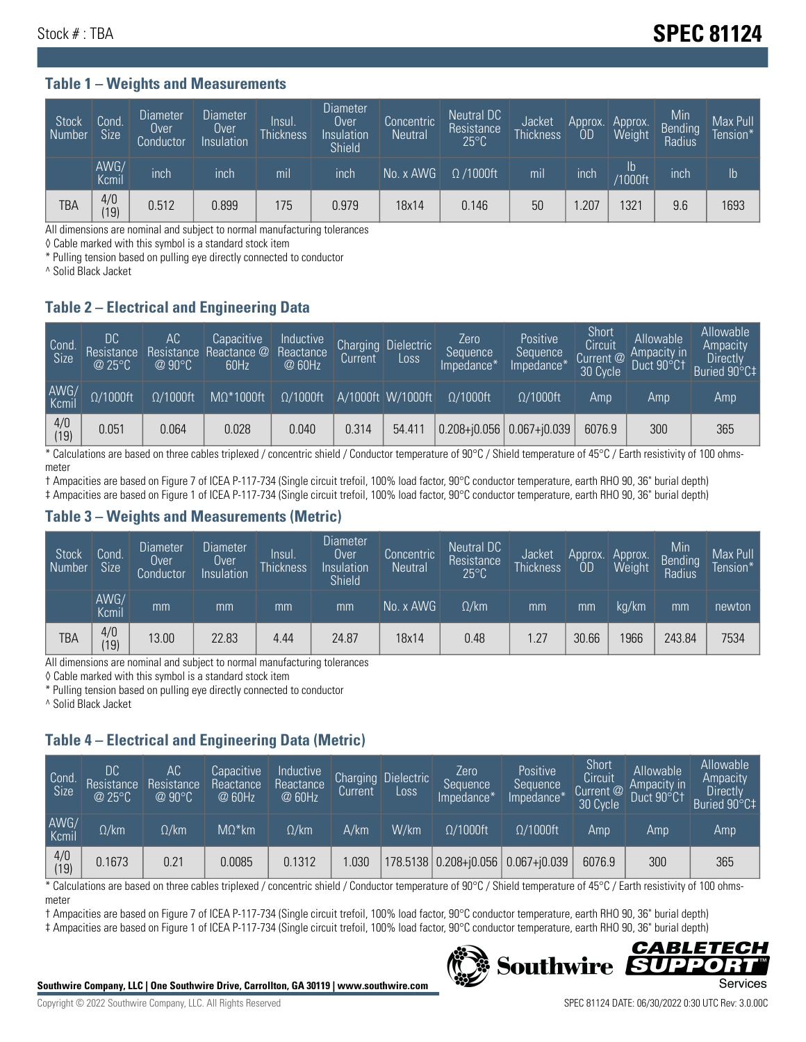Stock # : TBA

# SPEC 81124

## Table 1 – Weights and Measurements

| Stock Number | Cond. Size | Diameter Over Conductor | Diameter Over Insulation | Insul. Thickness | Diameter Over Insulation Shield | Concentric Neutral | Neutral DC Resistance 25°C | Jacket Thickness | Approx. OD | Approx. Weight | Min Bending Radius | Max Pull Tension* |
|---|---|---|---|---|---|---|---|---|---|---|---|---|
| | AWG/ Kcmil | inch | inch | mil | inch | No. x AWG | Ω /1000ft | mil | inch | lb /1000ft | inch | lb |
| TBA | 4/0 (19) | 0.512 | 0.899 | 175 | 0.979 | 18x14 | 0.146 | 50 | 1.207 | 1321 | 9.6 | 1693 |

All dimensions are nominal and subject to normal manufacturing tolerances

◊ Cable marked with this symbol is a standard stock item

* Pulling tension based on pulling eye directly connected to conductor

^ Solid Black Jacket

## Table 2 – Electrical and Engineering Data

| Cond. Size | DC Resistance @ 25°C | AC Resistance @ 90°C | Capacitive Reactance @ 60Hz | Inductive Reactance @ 60Hz | Charging Current | Dielectric Loss | Zero Sequence Impedance* | Positive Sequence Impedance* | Short Circuit Current @ 30 Cycle | Allowable Ampacity in Duct 90°C† | Allowable Ampacity Directly Buried 90°C‡ |
|---|---|---|---|---|---|---|---|---|---|---|---|
| AWG/ Kcmil | Ω/1000ft | Ω/1000ft | MΩ*1000ft | Ω/1000ft | A/1000ft | W/1000ft | Ω/1000ft | Ω/1000ft | Amp | Amp | Amp |
| 4/0 (19) | 0.051 | 0.064 | 0.028 | 0.040 | 0.314 | 54.411 | 0.208+j0.056 | 0.067+j0.039 | 6076.9 | 300 | 365 |

* Calculations are based on three cables triplexed / concentric shield / Conductor temperature of 90°C / Shield temperature of 45°C / Earth resistivity of 100 ohms-meter

† Ampacities are based on Figure 7 of ICEA P-117-734 (Single circuit trefoil, 100% load factor, 90°C conductor temperature, earth RHO 90, 36" burial depth)

‡ Ampacities are based on Figure 1 of ICEA P-117-734 (Single circuit trefoil, 100% load factor, 90°C conductor temperature, earth RHO 90, 36" burial depth)

## Table 3 – Weights and Measurements (Metric)

| Stock Number | Cond. Size | Diameter Over Conductor | Diameter Over Insulation | Insul. Thickness | Diameter Over Insulation Shield | Concentric Neutral | Neutral DC Resistance 25°C | Jacket Thickness | Approx. OD | Approx. Weight | Min Bending Radius | Max Pull Tension* |
|---|---|---|---|---|---|---|---|---|---|---|---|---|
| | AWG/ Kcmil | mm | mm | mm | mm | No. x AWG | Ω/km | mm | mm | kg/km | mm | newton |
| TBA | 4/0 (19) | 13.00 | 22.83 | 4.44 | 24.87 | 18x14 | 0.48 | 1.27 | 30.66 | 1966 | 243.84 | 7534 |

All dimensions are nominal and subject to normal manufacturing tolerances

◊ Cable marked with this symbol is a standard stock item

* Pulling tension based on pulling eye directly connected to conductor

^ Solid Black Jacket

## Table 4 – Electrical and Engineering Data (Metric)

| Cond. Size | DC Resistance @ 25°C | AC Resistance @ 90°C | Capacitive Reactance @ 60Hz | Inductive Reactance @ 60Hz | Charging Current | Dielectric Loss | Zero Sequence Impedance* | Positive Sequence Impedance* | Short Circuit Current @ 30 Cycle | Allowable Ampacity in Duct 90°C† | Allowable Ampacity Directly Buried 90°C‡ |
|---|---|---|---|---|---|---|---|---|---|---|---|
| AWG/ Kcmil | Ω/km | Ω/km | MΩ*km | Ω/km | A/km | W/km | Ω/1000ft | Ω/1000ft | Amp | Amp | Amp |
| 4/0 (19) | 0.1673 | 0.21 | 0.0085 | 0.1312 | 1.030 | 178.5138 | 0.208+j0.056 | 0.067+j0.039 | 6076.9 | 300 | 365 |

* Calculations are based on three cables triplexed / concentric shield / Conductor temperature of 90°C / Shield temperature of 45°C / Earth resistivity of 100 ohms-meter

† Ampacities are based on Figure 7 of ICEA P-117-734 (Single circuit trefoil, 100% load factor, 90°C conductor temperature, earth RHO 90, 36" burial depth)

‡ Ampacities are based on Figure 1 of ICEA P-117-734 (Single circuit trefoil, 100% load factor, 90°C conductor temperature, earth RHO 90, 36" burial depth)

**Southwire Company, LLC | One Southwire Drive, Carrollton, GA 30119 | www.southwire.com**

Copyright © 2022 Southwire Company, LLC. All Rights Reserved

SPEC 81124 DATE: 06/30/2022 0:30 UTC Rev: 3.0.00C